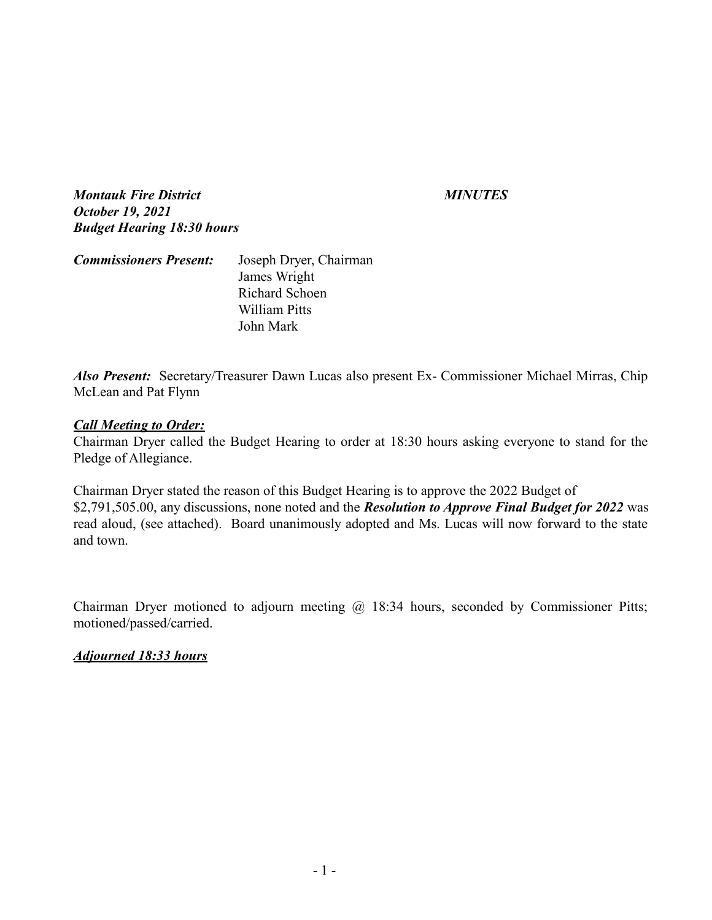***Montauk Fire District*** ***MINUTES***
***October 19, 2021***
***Budget Hearing 18:30 hours***

***Commissioners Present:*** Joseph Dryer, Chairman
James Wright
Richard Schoen
William Pitts
John Mark

***Also Present:*** Secretary/Treasurer Dawn Lucas also present Ex- Commissioner Michael Mirras, Chip McLean and Pat Flynn

***<u>Call Meeting to Order:</u>***
Chairman Dryer called the Budget Hearing to order at 18:30 hours asking everyone to stand for the Pledge of Allegiance.

Chairman Dryer stated the reason of this Budget Hearing is to approve the 2022 Budget of $2,791,505.00, any discussions, none noted and the ***Resolution to Approve Final Budget for 2022*** was read aloud, (see attached). Board unanimously adopted and Ms. Lucas will now forward to the state and town.

Chairman Dryer motioned to adjourn meeting @ 18:34 hours, seconded by Commissioner Pitts; motioned/passed/carried.

***<u>Adjourned 18:33 hours</u>***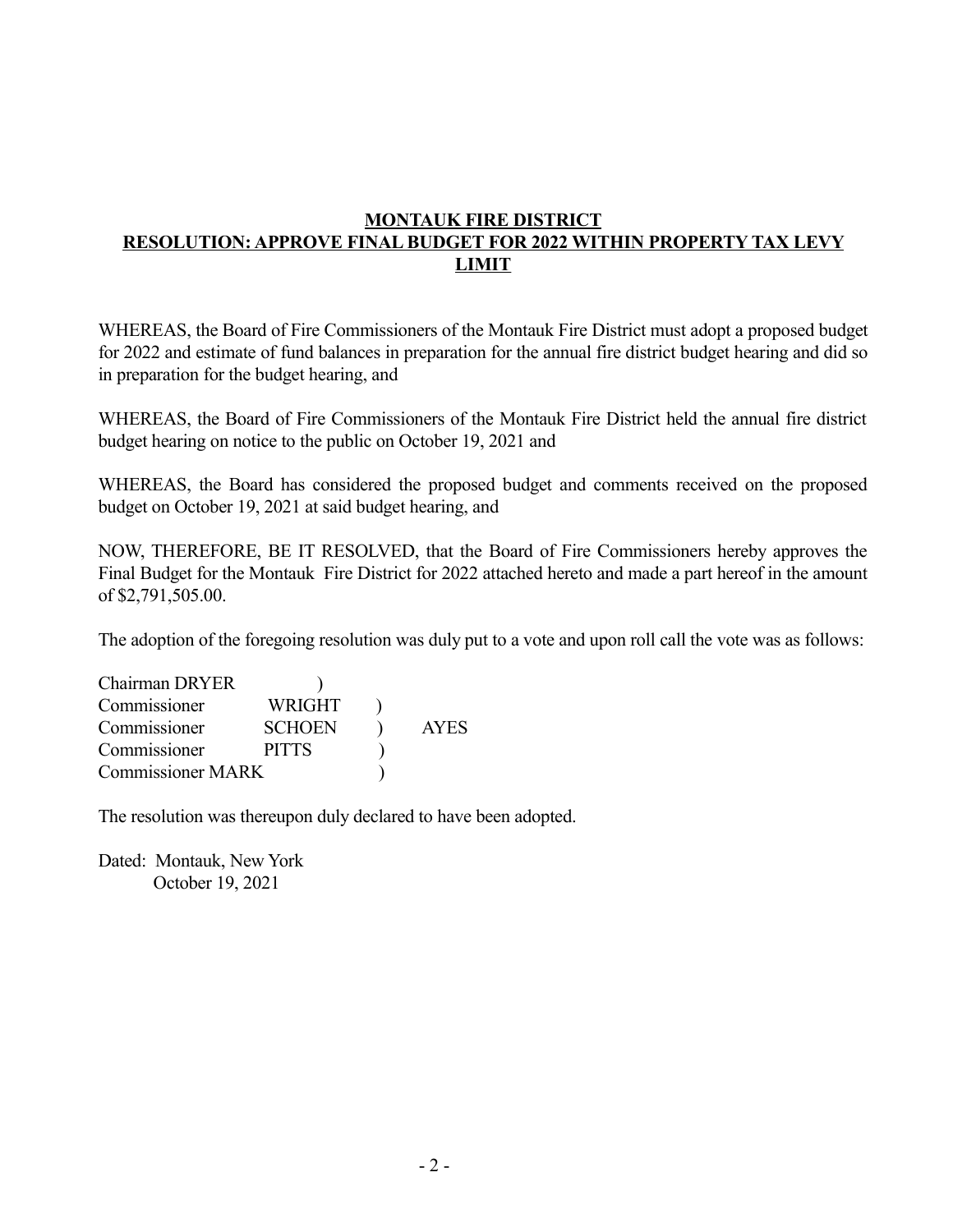**MONTAUK FIRE DISTRICT**
**RESOLUTION: APPROVE FINAL BUDGET FOR 2022 WITHIN PROPERTY TAX LEVY LIMIT**

WHEREAS, the Board of Fire Commissioners of the Montauk Fire District must adopt a proposed budget for 2022 and estimate of fund balances in preparation for the annual fire district budget hearing and did so in preparation for the budget hearing, and

WHEREAS, the Board of Fire Commissioners of the Montauk Fire District held the annual fire district budget hearing on notice to the public on October 19, 2021 and

WHEREAS, the Board has considered the proposed budget and comments received on the proposed budget on October 19, 2021 at said budget hearing, and

NOW, THEREFORE, BE IT RESOLVED, that the Board of Fire Commissioners hereby approves the Final Budget for the Montauk Fire District for 2022 attached hereto and made a part hereof in the amount of $2,791,505.00.

The adoption of the foregoing resolution was duly put to a vote and upon roll call the vote was as follows:

| | | |
|---|---|---|
| Chairman DRYER | ) | |
| Commissioner WRIGHT | ) | |
| Commissioner SCHOEN | ) | AYES |
| Commissioner PITTS | ) | |
| Commissioner MARK | ) | |

The resolution was thereupon duly declared to have been adopted.

Dated: Montauk, New York
October 19, 2021